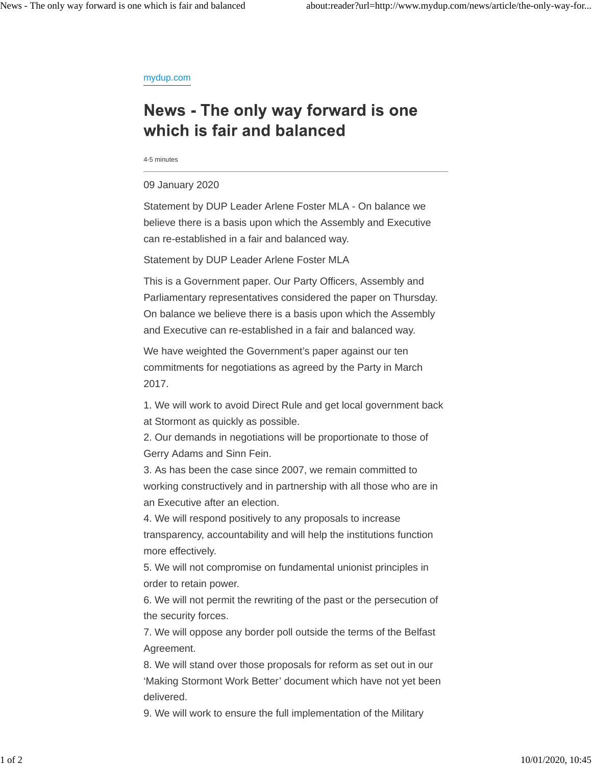mydup.com

# News - The only way forward is one which is fair and balanced

4-5 minutes

09 January 2020

Statement by DUP Leader Arlene Foster MLA - On balance we believe there is a basis upon which the Assembly and Executive can re-established in a fair and balanced way.

Statement by DUP Leader Arlene Foster MLA

This is a Government paper. Our Party Officers, Assembly and Parliamentary representatives considered the paper on Thursday. On balance we believe there is a basis upon which the Assembly and Executive can re-established in a fair and balanced way.

We have weighted the Government's paper against our ten commitments for negotiations as agreed by the Party in March 2017.

1. We will work to avoid Direct Rule and get local government back at Stormont as quickly as possible.
2. Our demands in negotiations will be proportionate to those of Gerry Adams and Sinn Fein.
3. As has been the case since 2007, we remain committed to working constructively and in partnership with all those who are in an Executive after an election.
4. We will respond positively to any proposals to increase transparency, accountability and will help the institutions function more effectively.
5. We will not compromise on fundamental unionist principles in order to retain power.
6. We will not permit the rewriting of the past or the persecution of the security forces.
7. We will oppose any border poll outside the terms of the Belfast Agreement.
8. We will stand over those proposals for reform as set out in our 'Making Stormont Work Better' document which have not yet been delivered.
9. We will work to ensure the full implementation of the Military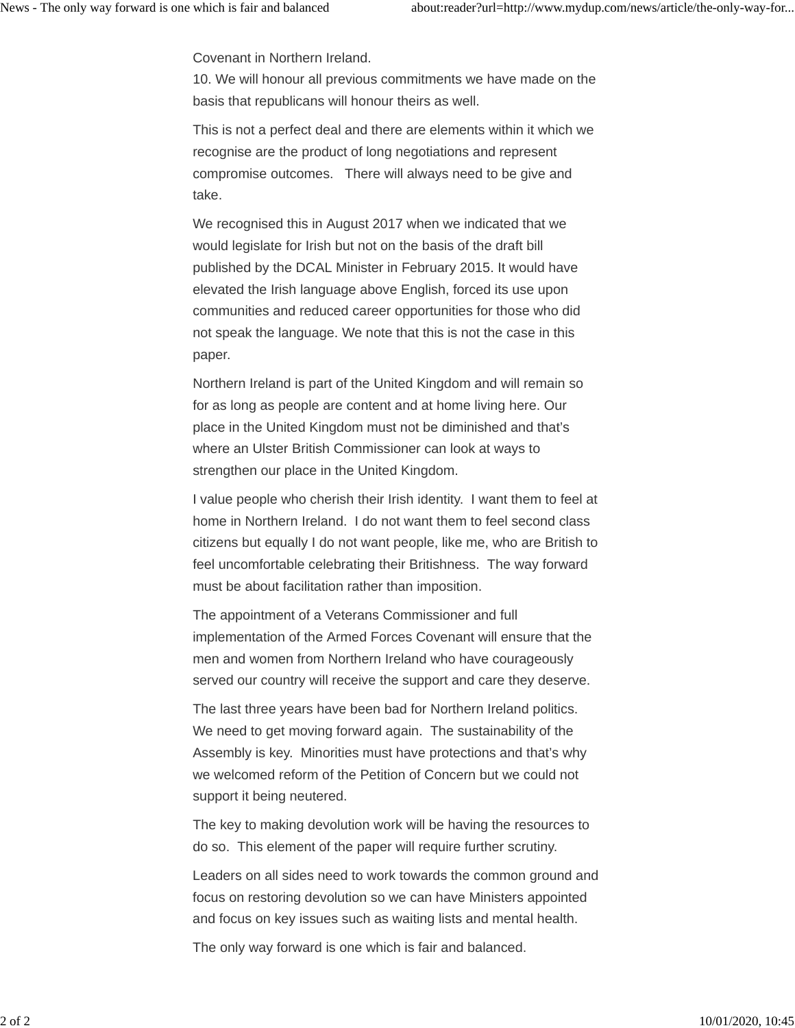Covenant in Northern Ireland.

10. We will honour all previous commitments we have made on the basis that republicans will honour theirs as well.

This is not a perfect deal and there are elements within it which we recognise are the product of long negotiations and represent compromise outcomes.   There will always need to be give and take.

We recognised this in August 2017 when we indicated that we would legislate for Irish but not on the basis of the draft bill published by the DCAL Minister in February 2015. It would have elevated the Irish language above English, forced its use upon communities and reduced career opportunities for those who did not speak the language. We note that this is not the case in this paper.

Northern Ireland is part of the United Kingdom and will remain so for as long as people are content and at home living here. Our place in the United Kingdom must not be diminished and that's where an Ulster British Commissioner can look at ways to strengthen our place in the United Kingdom.

I value people who cherish their Irish identity.  I want them to feel at home in Northern Ireland.  I do not want them to feel second class citizens but equally I do not want people, like me, who are British to feel uncomfortable celebrating their Britishness.  The way forward must be about facilitation rather than imposition.

The appointment of a Veterans Commissioner and full implementation of the Armed Forces Covenant will ensure that the men and women from Northern Ireland who have courageously served our country will receive the support and care they deserve.

The last three years have been bad for Northern Ireland politics.  We need to get moving forward again.  The sustainability of the Assembly is key.  Minorities must have protections and that's why we welcomed reform of the Petition of Concern but we could not support it being neutered.

The key to making devolution work will be having the resources to do so.  This element of the paper will require further scrutiny.

Leaders on all sides need to work towards the common ground and focus on restoring devolution so we can have Ministers appointed and focus on key issues such as waiting lists and mental health.

The only way forward is one which is fair and balanced.